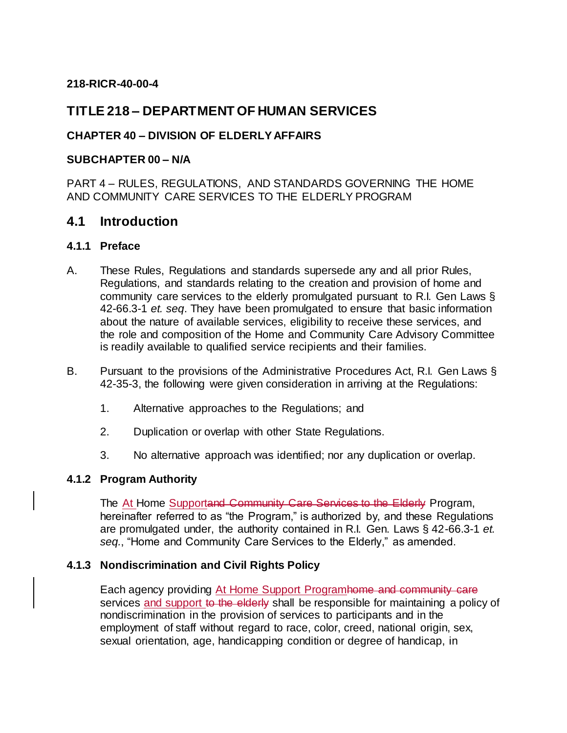**218-RICR-40-00-4**

# TITLE 218 – DEPARTMENT OF HUMAN SERVICES

**CHAPTER 40 – DIVISION OF ELDERLY AFFAIRS**

**SUBCHAPTER 00 – N/A**

PART 4 – RULES, REGULATIONS, AND STANDARDS GOVERNING THE HOME AND COMMUNITY CARE SERVICES TO THE ELDERLY PROGRAM

## 4.1 Introduction

### 4.1.1 Preface

A. These Rules, Regulations and standards supersede any and all prior Rules, Regulations, and standards relating to the creation and provision of home and community care services to the elderly promulgated pursuant to R.I. Gen Laws § 42-66.3-1 *et. seq*. They have been promulgated to ensure that basic information about the nature of available services, eligibility to receive these services, and the role and composition of the Home and Community Care Advisory Committee is readily available to qualified service recipients and their families.

B. Pursuant to the provisions of the Administrative Procedures Act, R.I. Gen Laws § 42-35-3, the following were given consideration in arriving at the Regulations:

1. Alternative approaches to the Regulations; and

2. Duplication or overlap with other State Regulations.

3. No alternative approach was identified; nor any duplication or overlap.

### 4.1.2 Program Authority

The At Home Support~~and Community Care Services to the Elderly~~ Program, hereinafter referred to as "the Program," is authorized by, and these Regulations are promulgated under, the authority contained in R.I. Gen. Laws § 42-66.3-1 *et. seq.*, "Home and Community Care Services to the Elderly," as amended.

### 4.1.3 Nondiscrimination and Civil Rights Policy

Each agency providing At Home Support Program~~home and community care~~ services and support ~~to the elderly~~ shall be responsible for maintaining a policy of nondiscrimination in the provision of services to participants and in the employment of staff without regard to race, color, creed, national origin, sex, sexual orientation, age, handicapping condition or degree of handicap, in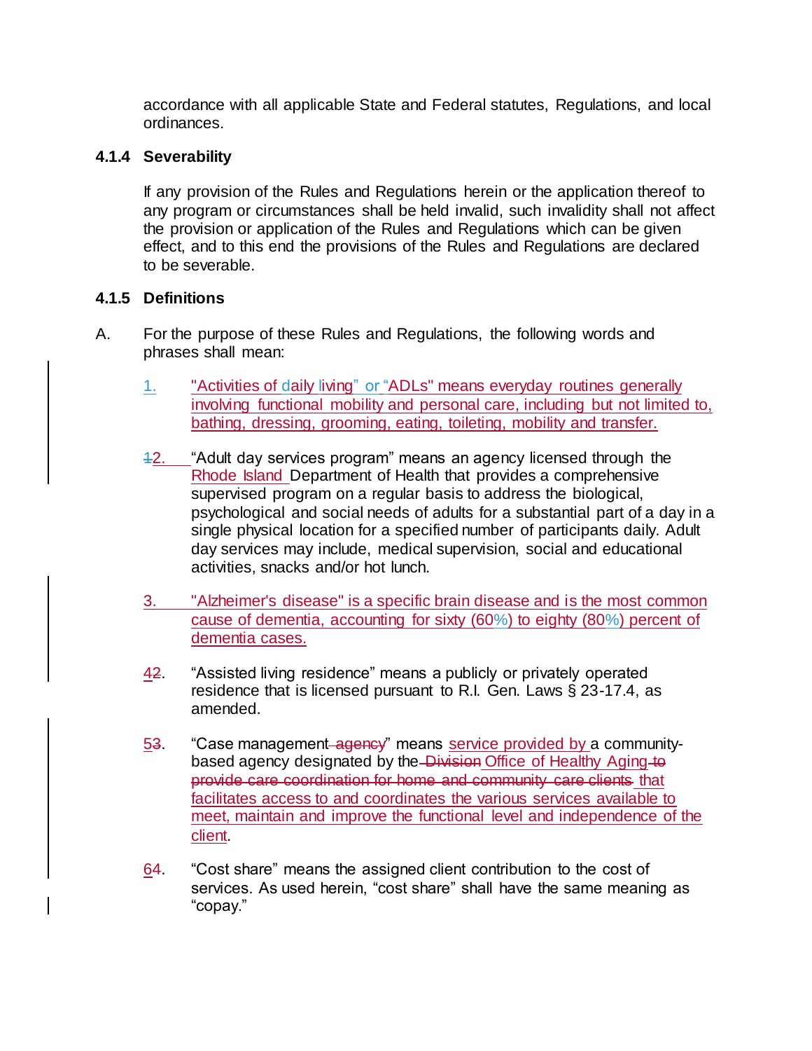accordance with all applicable State and Federal statutes, Regulations, and local ordinances.

**4.1.4 Severability**

If any provision of the Rules and Regulations herein or the application thereof to any program or circumstances shall be held invalid, such invalidity shall not affect the provision or application of the Rules and Regulations which can be given effect, and to this end the provisions of the Rules and Regulations are declared to be severable.

**4.1.5 Definitions**

A. For the purpose of these Rules and Regulations, the following words and phrases shall mean:

1. "Activities of daily living" or "ADLs" means everyday routines generally involving functional mobility and personal care, including but not limited to, bathing, dressing, grooming, eating, toileting, mobility and transfer.

~~1~~2. "Adult day services program" means an agency licensed through the Rhode Island Department of Health that provides a comprehensive supervised program on a regular basis to address the biological, psychological and social needs of adults for a substantial part of a day in a single physical location for a specified number of participants daily. Adult day services may include, medical supervision, social and educational activities, snacks and/or hot lunch.

3. "Alzheimer's disease" is a specific brain disease and is the most common cause of dementia, accounting for sixty (60%) to eighty (80%) percent of dementia cases.

4~~2~~. "Assisted living residence" means a publicly or privately operated residence that is licensed pursuant to R.I. Gen. Laws § 23-17.4, as amended.

5~~3~~. "Case management ~~agency~~" means service provided by a community-based agency designated by the ~~Division~~ Office of Healthy Aging ~~to provide care coordination for home and community care clients~~ that facilitates access to and coordinates the various services available to meet, maintain and improve the functional level and independence of the client.

6~~4~~. "Cost share" means the assigned client contribution to the cost of services. As used herein, "cost share" shall have the same meaning as "copay."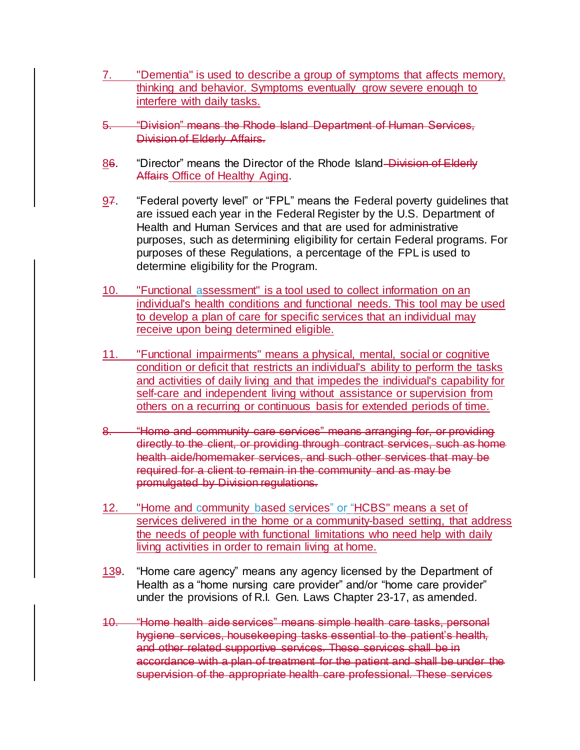7. "Dementia" is used to describe a group of symptoms that affects memory, thinking and behavior. Symptoms eventually grow severe enough to interfere with daily tasks.

~~5. "Division" means the Rhode Island Department of Human Services, Division of Elderly Affairs.~~

8~~6~~. "Director" means the Director of the Rhode Island ~~Division of Elderly Affairs~~ Office of Healthy Aging.

9~~7~~. "Federal poverty level" or "FPL" means the Federal poverty guidelines that are issued each year in the Federal Register by the U.S. Department of Health and Human Services and that are used for administrative purposes, such as determining eligibility for certain Federal programs. For purposes of these Regulations, a percentage of the FPL is used to determine eligibility for the Program.

10. "Functional assessment" is a tool used to collect information on an individual's health conditions and functional needs. This tool may be used to develop a plan of care for specific services that an individual may receive upon being determined eligible.

11. "Functional impairments" means a physical, mental, social or cognitive condition or deficit that restricts an individual's ability to perform the tasks and activities of daily living and that impedes the individual's capability for self-care and independent living without assistance or supervision from others on a recurring or continuous basis for extended periods of time.

~~8. "Home and community care services" means arranging for, or providing directly to the client, or providing through contract services, such as home health aide/homemaker services, and such other services that may be required for a client to remain in the community and as may be promulgated by Division regulations.~~

12. "Home and community based services" or "HCBS" means a set of services delivered in the home or a community-based setting, that address the needs of people with functional limitations who need help with daily living activities in order to remain living at home.

13~~9~~. "Home care agency" means any agency licensed by the Department of Health as a "home nursing care provider" and/or "home care provider" under the provisions of R.I. Gen. Laws Chapter 23-17, as amended.

~~10. "Home health aide services" means simple health care tasks, personal hygiene services, housekeeping tasks essential to the patient's health, and other related supportive services. These services shall be in accordance with a plan of treatment for the patient and shall be under the supervision of the appropriate health care professional. These services~~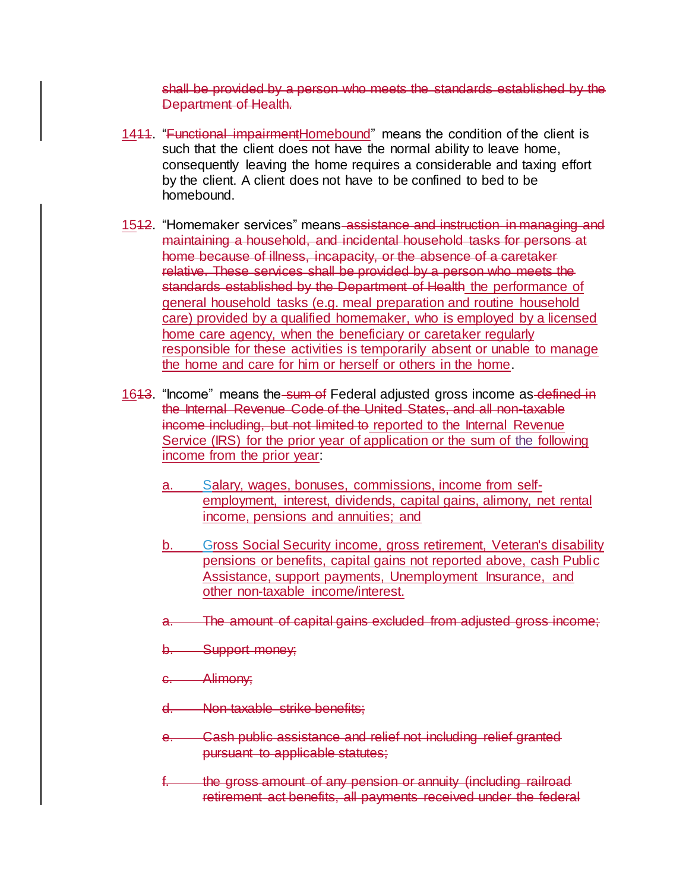shall be provided by a person who meets the standards established by the Department of Health.

1411. "Functional impairmentHomebound" means the condition of the client is such that the client does not have the normal ability to leave home, consequently leaving the home requires a considerable and taxing effort by the client. A client does not have to be confined to bed to be homebound.

1512. "Homemaker services" means assistance and instruction in managing and maintaining a household, and incidental household tasks for persons at home because of illness, incapacity, or the absence of a caretaker relative. These services shall be provided by a person who meets the standards established by the Department of Health the performance of general household tasks (e.g. meal preparation and routine household care) provided by a qualified homemaker, who is employed by a licensed home care agency, when the beneficiary or caretaker regularly responsible for these activities is temporarily absent or unable to manage the home and care for him or herself or others in the home.

1613. "Income" means the sum of Federal adjusted gross income as defined in the Internal Revenue Code of the United States, and all non-taxable income including, but not limited to reported to the Internal Revenue Service (IRS) for the prior year of application or the sum of the following income from the prior year:

a. Salary, wages, bonuses, commissions, income from self-employment, interest, dividends, capital gains, alimony, net rental income, pensions and annuities; and

b. Gross Social Security income, gross retirement, Veteran's disability pensions or benefits, capital gains not reported above, cash Public Assistance, support payments, Unemployment Insurance, and other non-taxable income/interest.

a. The amount of capital gains excluded from adjusted gross income;

b. Support money;

c. Alimony;

d. Non-taxable strike benefits;

e. Cash public assistance and relief not including relief granted pursuant to applicable statutes;

f. the gross amount of any pension or annuity (including railroad retirement act benefits, all payments received under the federal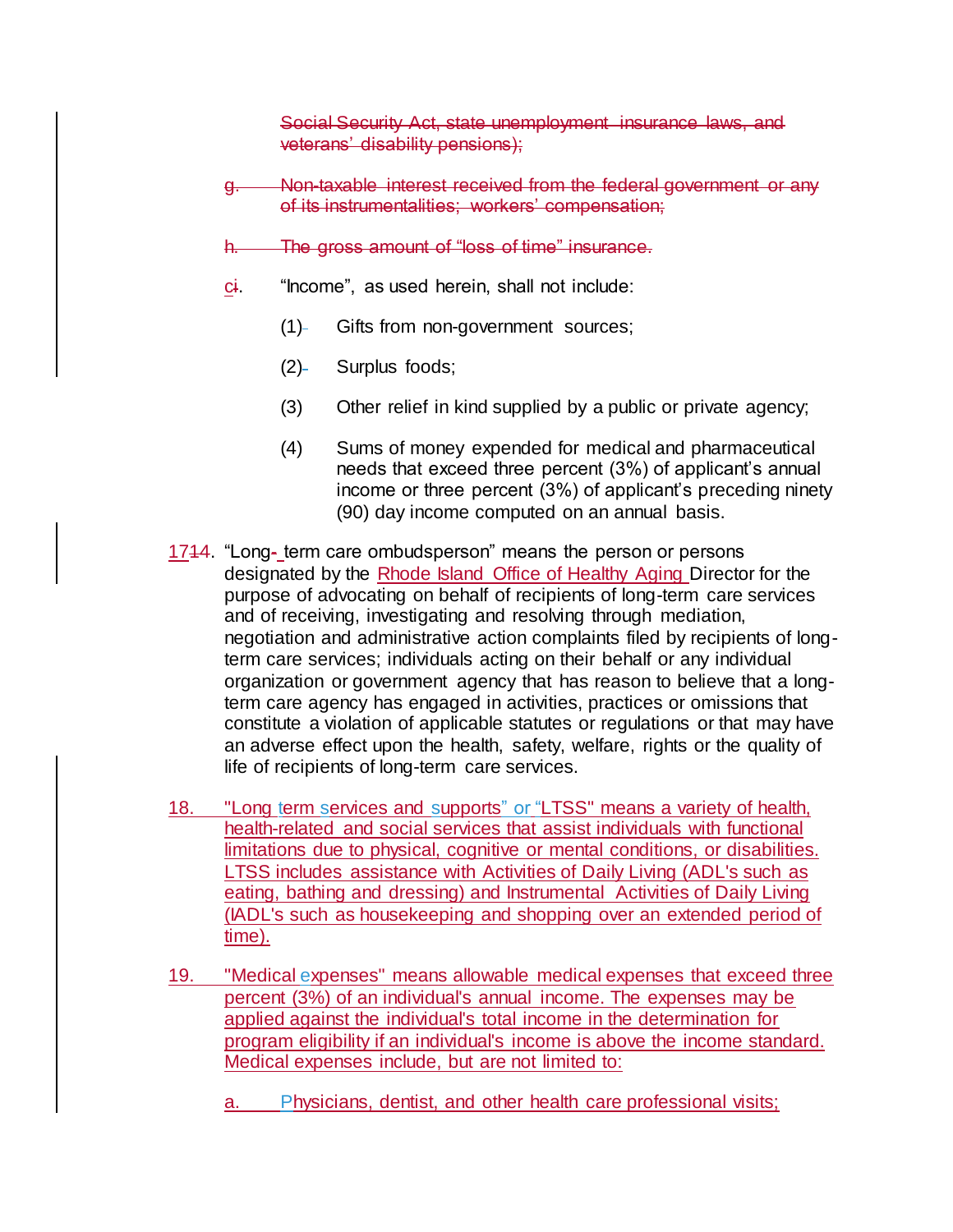~~Social Security Act, state unemployment insurance laws, and veterans' disability pensions);~~

~~g. Non-taxable interest received from the federal government or any of its instrumentalities; workers' compensation;~~

~~h. The gross amount of "loss of time" insurance.~~

<u>c</u>~~i~~. "Income", as used herein, shall not include:

(1) Gifts from non-government sources;

(2) Surplus foods;

(3) Other relief in kind supplied by a public or private agency;

(4) Sums of money expended for medical and pharmaceutical needs that exceed three percent (3%) of applicant's annual income or three percent (3%) of applicant's preceding ninety (90) day income computed on an annual basis.

<u>17</u>~~14~~. "Long-~~-~~ term care ombudsperson" means the person or persons designated by the <u>Rhode Island Office of Healthy Aging</u> Director for the purpose of advocating on behalf of recipients of long-term care services and of receiving, investigating and resolving through mediation, negotiation and administrative action complaints filed by recipients of long-term care services; individuals acting on their behalf or any individual organization or government agency that has reason to believe that a long-term care agency has engaged in activities, practices or omissions that constitute a violation of applicable statutes or regulations or that may have an adverse effect upon the health, safety, welfare, rights or the quality of life of recipients of long-term care services.

<u>18. "Long term services and supports" or "LTSS" means a variety of health, health-related and social services that assist individuals with functional limitations due to physical, cognitive or mental conditions, or disabilities. LTSS includes assistance with Activities of Daily Living (ADL's such as eating, bathing and dressing) and Instrumental Activities of Daily Living (IADL's such as housekeeping and shopping over an extended period of time).</u>

<u>19. "Medical expenses" means allowable medical expenses that exceed three percent (3%) of an individual's annual income. The expenses may be applied against the individual's total income in the determination for program eligibility if an individual's income is above the income standard. Medical expenses include, but are not limited to:</u>

<u>a. Physicians, dentist, and other health care professional visits;</u>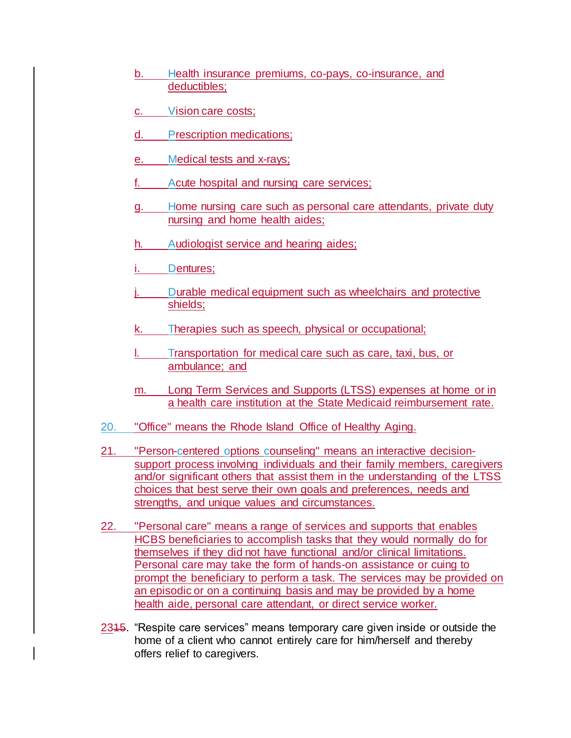b. Health insurance premiums, co-pays, co-insurance, and deductibles;

c. Vision care costs;

d. Prescription medications;

e. Medical tests and x-rays;

f. Acute hospital and nursing care services;

g. Home nursing care such as personal care attendants, private duty nursing and home health aides;

h. Audiologist service and hearing aides;

i. Dentures;

j. Durable medical equipment such as wheelchairs and protective shields;

k. Therapies such as speech, physical or occupational;

l. Transportation for medical care such as care, taxi, bus, or ambulance; and

m. Long Term Services and Supports (LTSS) expenses at home or in a health care institution at the State Medicaid reimbursement rate.

20. "Office" means the Rhode Island Office of Healthy Aging.

21. "Person-centered options counseling" means an interactive decision-support process involving individuals and their family members, caregivers and/or significant others that assist them in the understanding of the LTSS choices that best serve their own goals and preferences, needs and strengths, and unique values and circumstances.

22. "Personal care" means a range of services and supports that enables HCBS beneficiaries to accomplish tasks that they would normally do for themselves if they did not have functional and/or clinical limitations. Personal care may take the form of hands-on assistance or cuing to prompt the beneficiary to perform a task. The services may be provided on an episodic or on a continuing basis and may be provided by a home health aide, personal care attendant, or direct service worker.

2315. "Respite care services" means temporary care given inside or outside the home of a client who cannot entirely care for him/herself and thereby offers relief to caregivers.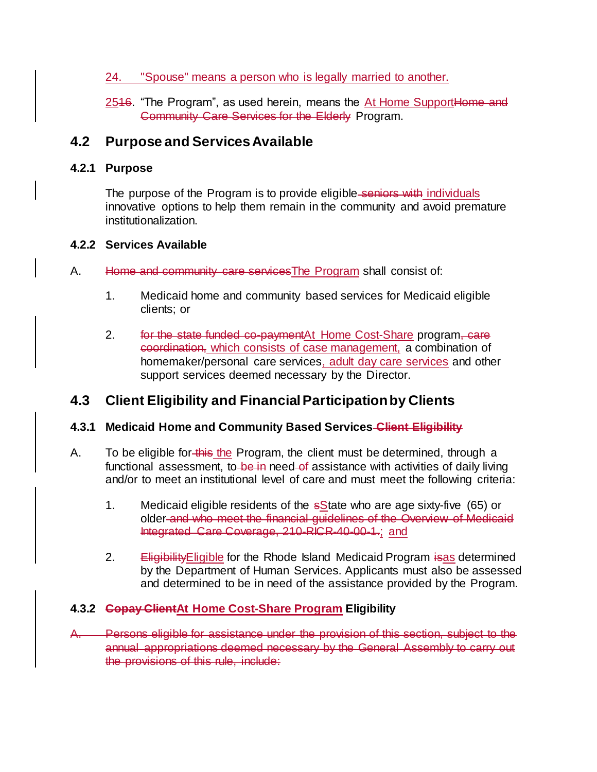24. "Spouse" means a person who is legally married to another.

25~~16~~. "The Program", as used herein, means the At Home Support~~Home and Community Care Services for the Elderly~~ Program.

## 4.2 Purpose and Services Available

### 4.2.1 Purpose

The purpose of the Program is to provide eligible ~~seniors with~~ individuals innovative options to help them remain in the community and avoid premature institutionalization.

### 4.2.2 Services Available

A. ~~Home and community care services~~The Program shall consist of:

1. Medicaid home and community based services for Medicaid eligible clients; or

2. ~~for the state funded co-payment~~At Home Cost-Share program~~, care coordination,~~, which consists of case management, a combination of homemaker/personal care services, adult day care services and other support services deemed necessary by the Director.

## 4.3 Client Eligibility and Financial Participation by Clients

### 4.3.1 Medicaid Home and Community Based Services ~~Client Eligibility~~

A. To be eligible for ~~this~~ the Program, the client must be determined, through a functional assessment, to ~~be in~~ need ~~of~~ assistance with activities of daily living and/or to meet an institutional level of care and must meet the following criteria:

1. Medicaid eligible residents of the ~~s~~State who are age sixty-five (65) or older ~~and who meet the financial guidelines of the Overview of Medicaid Integrated Care Coverage, 210-RICR-40-00-1.~~; and

2. ~~Eligibility~~Eligible for the Rhode Island Medicaid Program ~~is~~as determined by the Department of Human Services. Applicants must also be assessed and determined to be in need of the assistance provided by the Program.

### 4.3.2 ~~Copay Client~~At Home Cost-Share Program Eligibility

~~A. Persons eligible for assistance under the provision of this section, subject to the annual appropriations deemed necessary by the General Assembly to carry out the provisions of this rule, include:~~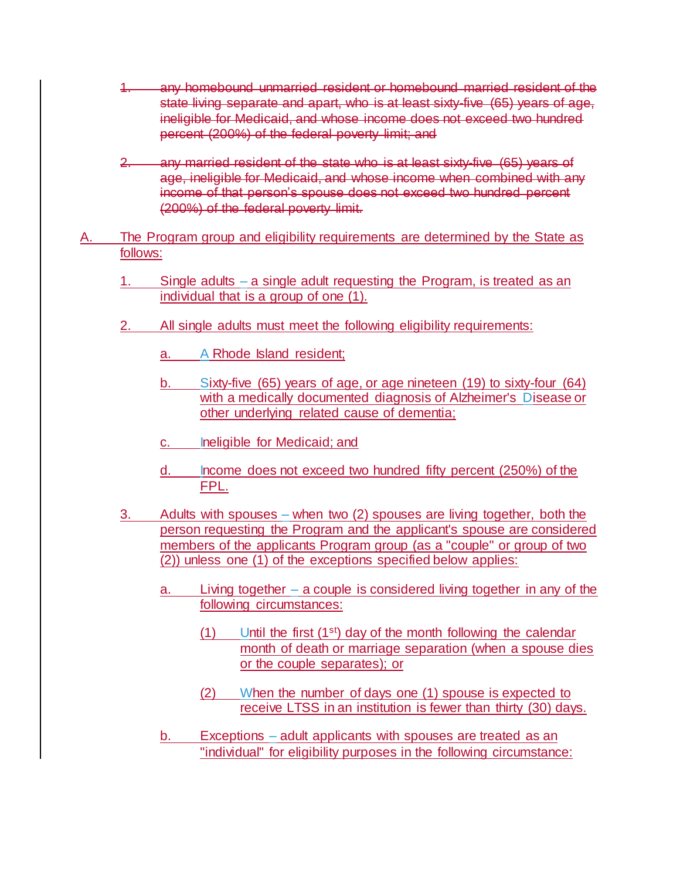~~1. any homebound unmarried resident or homebound married resident of the state living separate and apart, who is at least sixty-five (65) years of age, ineligible for Medicaid, and whose income does not exceed two hundred percent (200%) of the federal poverty limit; and~~

~~2. any married resident of the state who is at least sixty-five (65) years of age, ineligible for Medicaid, and whose income when combined with any income of that person's spouse does not exceed two hundred percent (200%) of the federal poverty limit.~~

A. The Program group and eligibility requirements are determined by the State as follows:

1. Single adults – a single adult requesting the Program, is treated as an individual that is a group of one (1).

2. All single adults must meet the following eligibility requirements:

   a. A Rhode Island resident;

   b. Sixty-five (65) years of age, or age nineteen (19) to sixty-four (64) with a medically documented diagnosis of Alzheimer's Disease or other underlying related cause of dementia;

   c. Ineligible for Medicaid; and

   d. Income does not exceed two hundred fifty percent (250%) of the FPL.

3. Adults with spouses – when two (2) spouses are living together, both the person requesting the Program and the applicant's spouse are considered members of the applicants Program group (as a "couple" or group of two (2)) unless one (1) of the exceptions specified below applies:

   a. Living together – a couple is considered living together in any of the following circumstances:

      (1) Until the first (1st) day of the month following the calendar month of death or marriage separation (when a spouse dies or the couple separates); or

      (2) When the number of days one (1) spouse is expected to receive LTSS in an institution is fewer than thirty (30) days.

   b. Exceptions – adult applicants with spouses are treated as an "individual" for eligibility purposes in the following circumstance: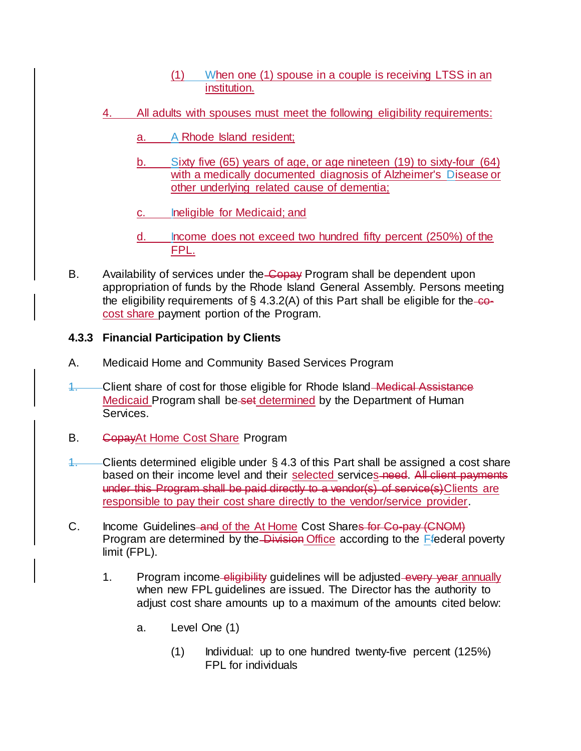(1) When one (1) spouse in a couple is receiving LTSS in an institution.

4. All adults with spouses must meet the following eligibility requirements:

a. A Rhode Island resident;

b. Sixty five (65) years of age, or age nineteen (19) to sixty-four (64) with a medically documented diagnosis of Alzheimer's Disease or other underlying related cause of dementia;

c. Ineligible for Medicaid; and

d. Income does not exceed two hundred fifty percent (250%) of the FPL.

B. Availability of services under the ~~Copay~~ Program shall be dependent upon appropriation of funds by the Rhode Island General Assembly. Persons meeting the eligibility requirements of § 4.3.2(A) of this Part shall be eligible for the ~~co-~~ cost share payment portion of the Program.

**4.3.3 Financial Participation by Clients**

A. Medicaid Home and Community Based Services Program

~~1.~~ Client share of cost for those eligible for Rhode Island ~~Medical Assistance~~ Medicaid Program shall be ~~set~~ determined by the Department of Human Services.

B. ~~Copay~~At Home Cost Share Program

~~1.~~ Clients determined eligible under § 4.3 of this Part shall be assigned a cost share based on their income level and their selected services ~~need~~. ~~All client payments under this Program shall be paid directly to a vendor(s) of service(s)~~Clients are responsible to pay their cost share directly to the vendor/service provider.

C. Income Guidelines ~~and~~ of the At Home Cost Share~~s for Co-pay (CNOM)~~ Program are determined by the ~~Division~~ Office according to the F~~f~~ederal poverty limit (FPL).

1. Program income ~~eligibility~~ guidelines will be adjusted ~~every year~~ annually when new FPL guidelines are issued. The Director has the authority to adjust cost share amounts up to a maximum of the amounts cited below:

a. Level One (1)

(1) Individual: up to one hundred twenty-five percent (125%) FPL for individuals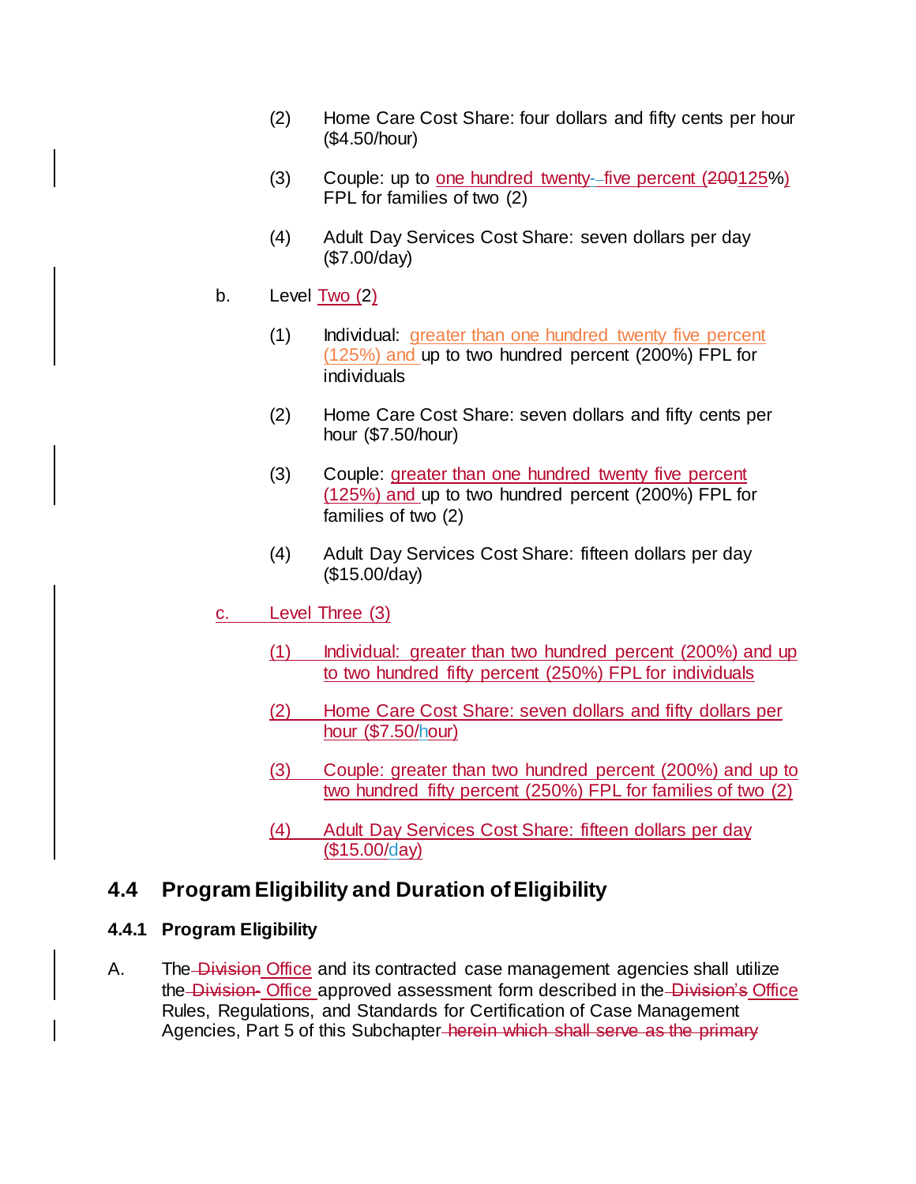(2) Home Care Cost Share: four dollars and fifty cents per hour ($4.50/hour)

(3) Couple: up to one hundred twenty-five percent (200125%) FPL for families of two (2)

(4) Adult Day Services Cost Share: seven dollars per day ($7.00/day)

b. Level Two (2)

(1) Individual: greater than one hundred twenty five percent (125%) and up to two hundred percent (200%) FPL for individuals

(2) Home Care Cost Share: seven dollars and fifty cents per hour ($7.50/hour)

(3) Couple: greater than one hundred twenty five percent (125%) and up to two hundred percent (200%) FPL for families of two (2)

(4) Adult Day Services Cost Share: fifteen dollars per day ($15.00/day)

c. Level Three (3)

(1) Individual: greater than two hundred percent (200%) and up to two hundred fifty percent (250%) FPL for individuals

(2) Home Care Cost Share: seven dollars and fifty dollars per hour ($7.50/hour)

(3) Couple: greater than two hundred percent (200%) and up to two hundred fifty percent (250%) FPL for families of two (2)

(4) Adult Day Services Cost Share: fifteen dollars per day ($15.00/day)

## 4.4 Program Eligibility and Duration of Eligibility

### 4.4.1 Program Eligibility

A. The ~~Division~~ Office and its contracted case management agencies shall utilize the ~~Division-~~ Office approved assessment form described in the ~~Division's~~ Office Rules, Regulations, and Standards for Certification of Case Management Agencies, Part 5 of this Subchapter ~~herein which shall serve as the primary~~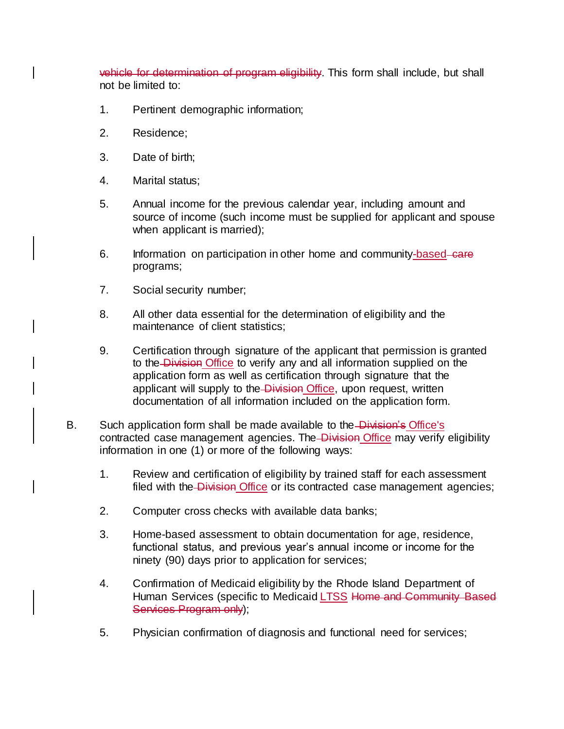~~vehicle for determination of program eligibility~~. This form shall include, but shall not be limited to:

1. Pertinent demographic information;
2. Residence;
3. Date of birth;
4. Marital status;
5. Annual income for the previous calendar year, including amount and source of income (such income must be supplied for applicant and spouse when applicant is married);
6. Information on participation in other home and community-based ~~care~~ programs;
7. Social security number;
8. All other data essential for the determination of eligibility and the maintenance of client statistics;
9. Certification through signature of the applicant that permission is granted to the ~~Division~~ Office to verify any and all information supplied on the application form as well as certification through signature that the applicant will supply to the ~~Division~~ Office, upon request, written documentation of all information included on the application form.

B. Such application form shall be made available to the ~~Division's~~ Office's contracted case management agencies. The ~~Division~~ Office may verify eligibility information in one (1) or more of the following ways:

1. Review and certification of eligibility by trained staff for each assessment filed with the ~~Division~~ Office or its contracted case management agencies;
2. Computer cross checks with available data banks;
3. Home-based assessment to obtain documentation for age, residence, functional status, and previous year's annual income or income for the ninety (90) days prior to application for services;
4. Confirmation of Medicaid eligibility by the Rhode Island Department of Human Services (specific to Medicaid LTSS ~~Home and Community Based Services Program only~~);
5. Physician confirmation of diagnosis and functional need for services;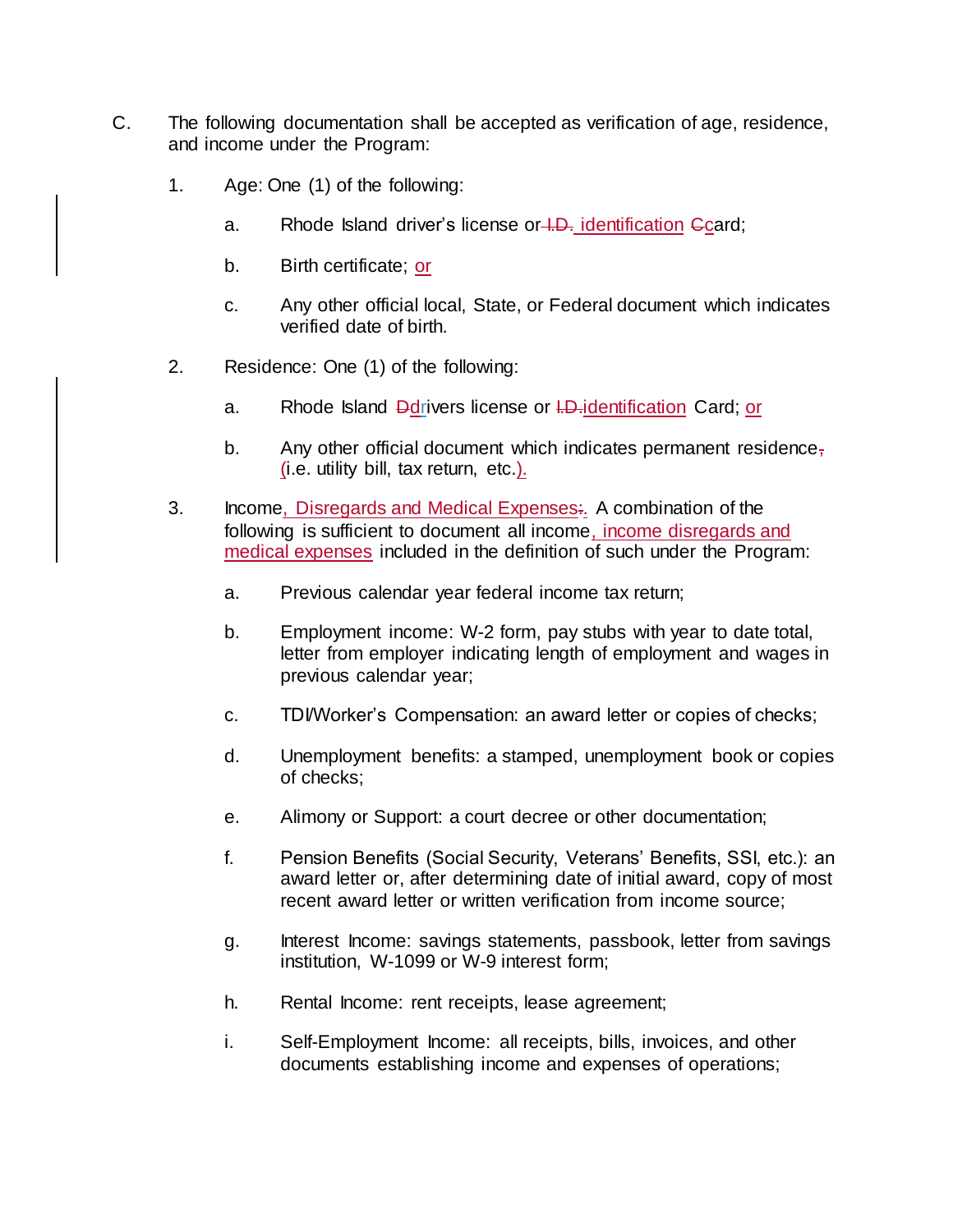C. The following documentation shall be accepted as verification of age, residence, and income under the Program:

1. Age: One (1) of the following:

   a. Rhode Island driver's license or ~~I.D.~~ identification ~~C~~card;

   b. Birth certificate; or

   c. Any other official local, State, or Federal document which indicates verified date of birth.

2. Residence: One (1) of the following:

   a. Rhode Island ~~D~~drivers license or ~~I.D.~~identification Card; or

   b. Any other official document which indicates permanent residence~~,~~ (i.e. utility bill, tax return, etc.).

3. Income, Disregards and Medical Expenses~~:~~. A combination of the following is sufficient to document all income, income disregards and medical expenses included in the definition of such under the Program:

   a. Previous calendar year federal income tax return;

   b. Employment income: W-2 form, pay stubs with year to date total, letter from employer indicating length of employment and wages in previous calendar year;

   c. TDI/Worker's Compensation: an award letter or copies of checks;

   d. Unemployment benefits: a stamped, unemployment book or copies of checks;

   e. Alimony or Support: a court decree or other documentation;

   f. Pension Benefits (Social Security, Veterans' Benefits, SSI, etc.): an award letter or, after determining date of initial award, copy of most recent award letter or written verification from income source;

   g. Interest Income: savings statements, passbook, letter from savings institution, W-1099 or W-9 interest form;

   h. Rental Income: rent receipts, lease agreement;

   i. Self-Employment Income: all receipts, bills, invoices, and other documents establishing income and expenses of operations;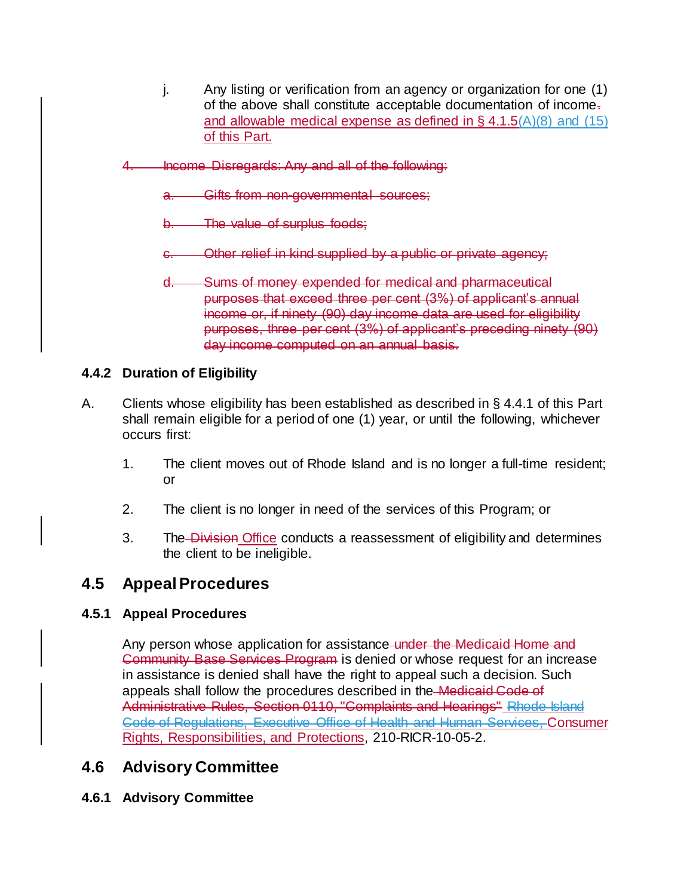j. Any listing or verification from an agency or organization for one (1) of the above shall constitute acceptable documentation of income~~.~~ and allowable medical expense as defined in § 4.1.5(A)(8) and (15) of this Part.

~~4. Income Disregards: Any and all of the following:~~

~~a. Gifts from non-governmental sources;~~

~~b. The value of surplus foods;~~

~~c. Other relief in kind supplied by a public or private agency;~~

~~d. Sums of money expended for medical and pharmaceutical purposes that exceed three per cent (3%) of applicant's annual income or, if ninety (90) day income data are used for eligibility purposes, three per cent (3%) of applicant's preceding ninety (90) day income computed on an annual basis.~~

### 4.4.2 Duration of Eligibility

A. Clients whose eligibility has been established as described in § 4.4.1 of this Part shall remain eligible for a period of one (1) year, or until the following, whichever occurs first:

1. The client moves out of Rhode Island and is no longer a full-time resident; or

2. The client is no longer in need of the services of this Program; or

3. The ~~Division~~ Office conducts a reassessment of eligibility and determines the client to be ineligible.

## 4.5 Appeal Procedures

### 4.5.1 Appeal Procedures

Any person whose application for assistance ~~under the Medicaid Home and Community Base Services Program~~ is denied or whose request for an increase in assistance is denied shall have the right to appeal such a decision. Such appeals shall follow the procedures described in the ~~Medicaid Code of Administrative Rules, Section 0110, "Complaints and Hearings"~~ ~~Rhode Island Code of Regulations, Executive Office of Health and Human Services,~~ Consumer Rights, Responsibilities, and Protections, 210-RICR-10-05-2.

## 4.6 Advisory Committee

### 4.6.1 Advisory Committee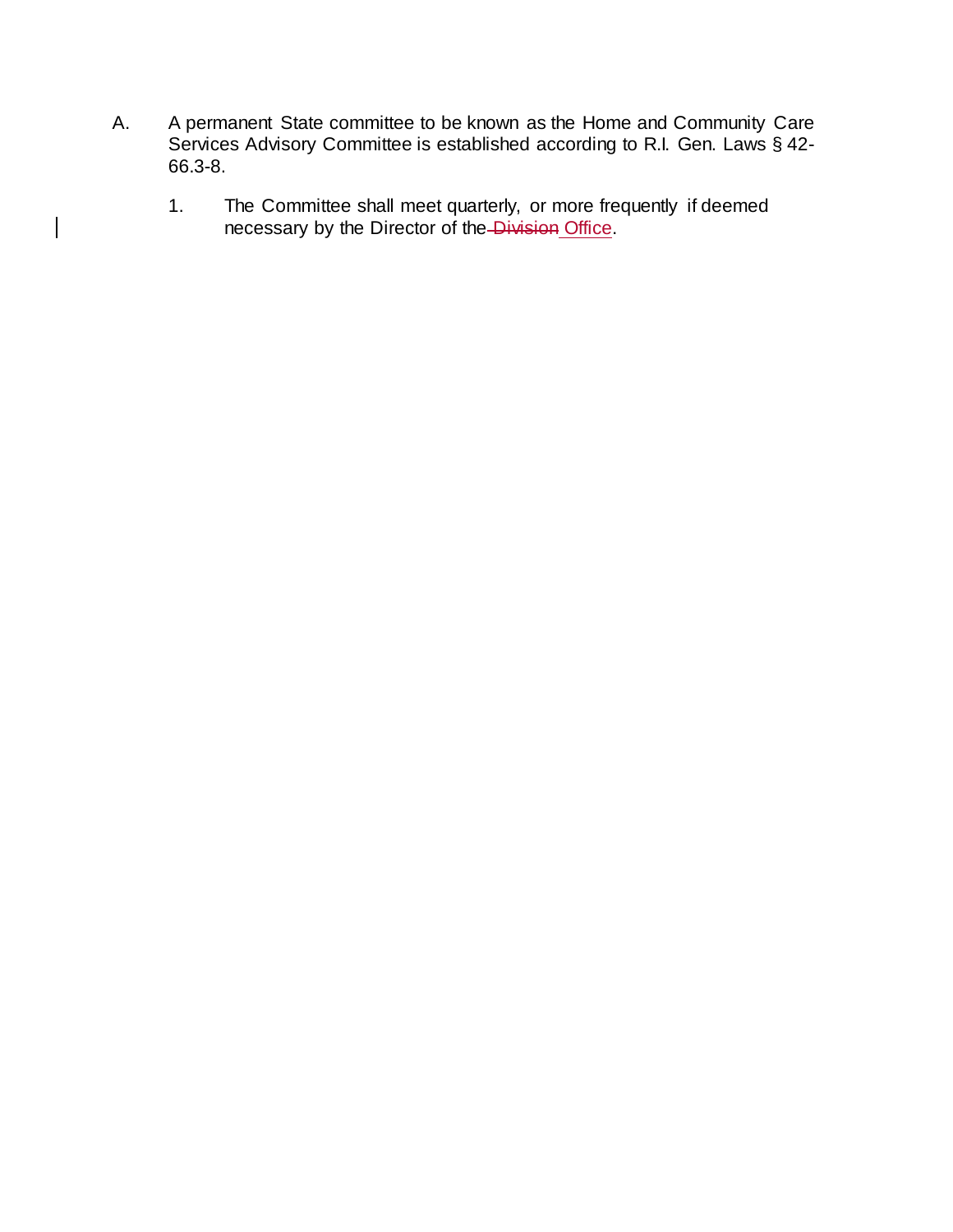A. A permanent State committee to be known as the Home and Community Care Services Advisory Committee is established according to R.I. Gen. Laws § 42-66.3-8.

   1. The Committee shall meet quarterly, or more frequently if deemed necessary by the Director of the ~~Division~~ Office.